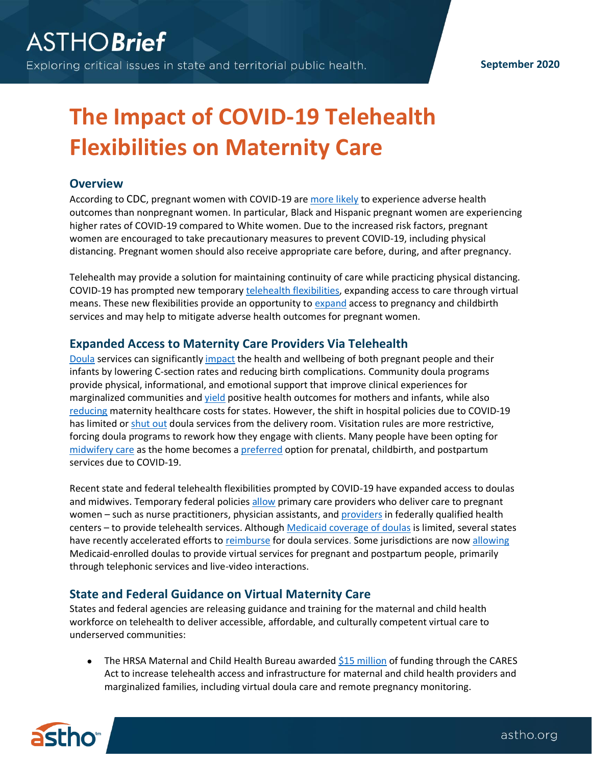# The Impact of COVID-19 Telehealth Flexibilities on Maternity Care

## Overview

According to CDC, pregnant women with COVID-19 are more likely to experience adverse health outcomes than nonpregnant women. In particular, Black and Hispanic pregnant women are experiencing higher rates of COVID-19 compared to White women. Due to the increased risk factors, pregnant women are encouraged to take precautionary measures to prevent COVID-19, including physical distancing. Pregnant women should also receive appropriate care before, during, and after pregnancy.

Telehealth may provide a solution for maintaining continuity of care while practicing physical distancing. COVID-19 has prompted new temporary telehealth flexibilities, expanding access to care through virtual means. These new flexibilities provide an opportunity to expand access to pregnancy and childbirth services and may help to mitigate adverse health outcomes for pregnant women.

## Expanded Access to Maternity Care Providers Via Telehealth

Doula services can significantly impact the health and wellbeing of both pregnant people and their infants by lowering C-section rates and reducing birth complications. Community doula programs provide physical, informational, and emotional support that improve clinical experiences for marginalized communities and yield positive health outcomes for mothers and infants, while also reducing maternity healthcare costs for states. However, the shift in hospital policies due to COVID-19 has limited or shut out doula services from the delivery room. Visitation rules are more restrictive, forcing doula programs to rework how they engage with clients. Many people have been opting for midwifery care as the home becomes a preferred option for prenatal, childbirth, and postpartum services due to COVID-19.

Recent state and federal telehealth flexibilities prompted by COVID-19 have expanded access to doulas and midwives. Temporary federal policies allow primary care providers who deliver care to pregnant women – such as nurse practitioners, physician assistants, and providers in federally qualified health centers – to provide telehealth services. Although Medicaid coverage of doulas is limited, several states have recently accelerated efforts to reimburse for doula services. Some jurisdictions are now allowing Medicaid-enrolled doulas to provide virtual services for pregnant and postpartum people, primarily through telephonic services and live-video interactions.

## State and Federal Guidance on Virtual Maternity Care

States and federal agencies are releasing guidance and training for the maternal and child health workforce on telehealth to deliver accessible, affordable, and culturally competent virtual care to underserved communities:

- The HRSA Maternal and Child Health Bureau awarded $15 million of funding through the CARES Act to increase telehealth access and infrastructure for maternal and child health providers and marginalized families, including virtual doula care and remote pregnancy monitoring.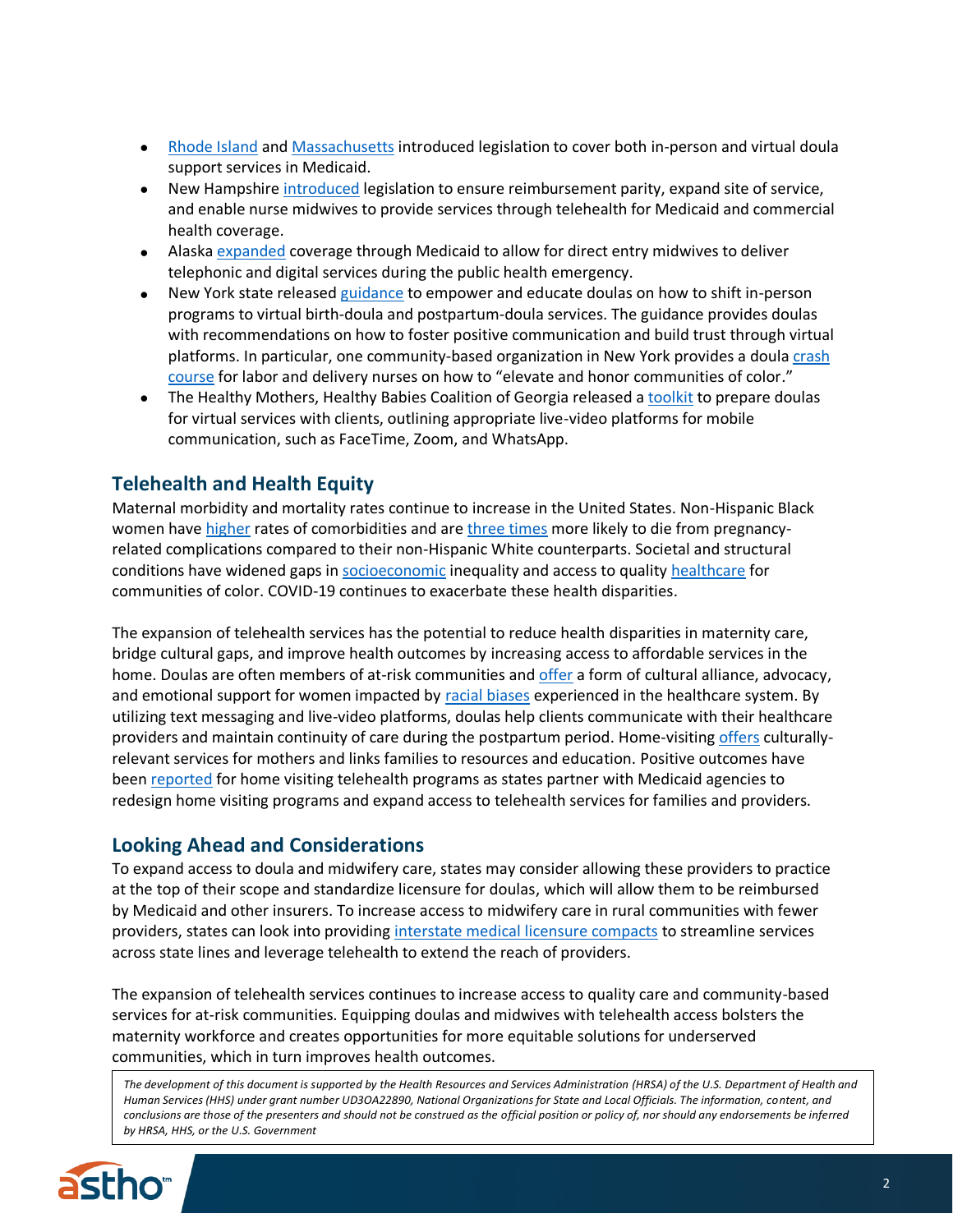- Rhode Island and Massachusetts introduced legislation to cover both in-person and virtual doula support services in Medicaid.
- New Hampshire introduced legislation to ensure reimbursement parity, expand site of service, and enable nurse midwives to provide services through telehealth for Medicaid and commercial health coverage.
- Alaska expanded coverage through Medicaid to allow for direct entry midwives to deliver telephonic and digital services during the public health emergency.
- New York state released guidance to empower and educate doulas on how to shift in-person programs to virtual birth-doula and postpartum-doula services. The guidance provides doulas with recommendations on how to foster positive communication and build trust through virtual platforms. In particular, one community-based organization in New York provides a doula crash course for labor and delivery nurses on how to "elevate and honor communities of color."
- The Healthy Mothers, Healthy Babies Coalition of Georgia released a toolkit to prepare doulas for virtual services with clients, outlining appropriate live-video platforms for mobile communication, such as FaceTime, Zoom, and WhatsApp.

## Telehealth and Health Equity

Maternal morbidity and mortality rates continue to increase in the United States. Non-Hispanic Black women have higher rates of comorbidities and are three times more likely to die from pregnancy-related complications compared to their non-Hispanic White counterparts. Societal and structural conditions have widened gaps in socioeconomic inequality and access to quality healthcare for communities of color. COVID-19 continues to exacerbate these health disparities.

The expansion of telehealth services has the potential to reduce health disparities in maternity care, bridge cultural gaps, and improve health outcomes by increasing access to affordable services in the home. Doulas are often members of at-risk communities and offer a form of cultural alliance, advocacy, and emotional support for women impacted by racial biases experienced in the healthcare system. By utilizing text messaging and live-video platforms, doulas help clients communicate with their healthcare providers and maintain continuity of care during the postpartum period. Home-visiting offers culturally-relevant services for mothers and links families to resources and education. Positive outcomes have been reported for home visiting telehealth programs as states partner with Medicaid agencies to redesign home visiting programs and expand access to telehealth services for families and providers.

## Looking Ahead and Considerations

To expand access to doula and midwifery care, states may consider allowing these providers to practice at the top of their scope and standardize licensure for doulas, which will allow them to be reimbursed by Medicaid and other insurers. To increase access to midwifery care in rural communities with fewer providers, states can look into providing interstate medical licensure compacts to streamline services across state lines and leverage telehealth to extend the reach of providers.

The expansion of telehealth services continues to increase access to quality care and community-based services for at-risk communities. Equipping doulas and midwives with telehealth access bolsters the maternity workforce and creates opportunities for more equitable solutions for underserved communities, which in turn improves health outcomes.

*The development of this document is supported by the Health Resources and Services Administration (HRSA) of the U.S. Department of Health and Human Services (HHS) under grant number UD3OA22890, National Organizations for State and Local Officials. The information, content, and conclusions are those of the presenters and should not be construed as the official position or policy of, nor should any endorsements be inferred by HRSA, HHS, or the U.S. Government*